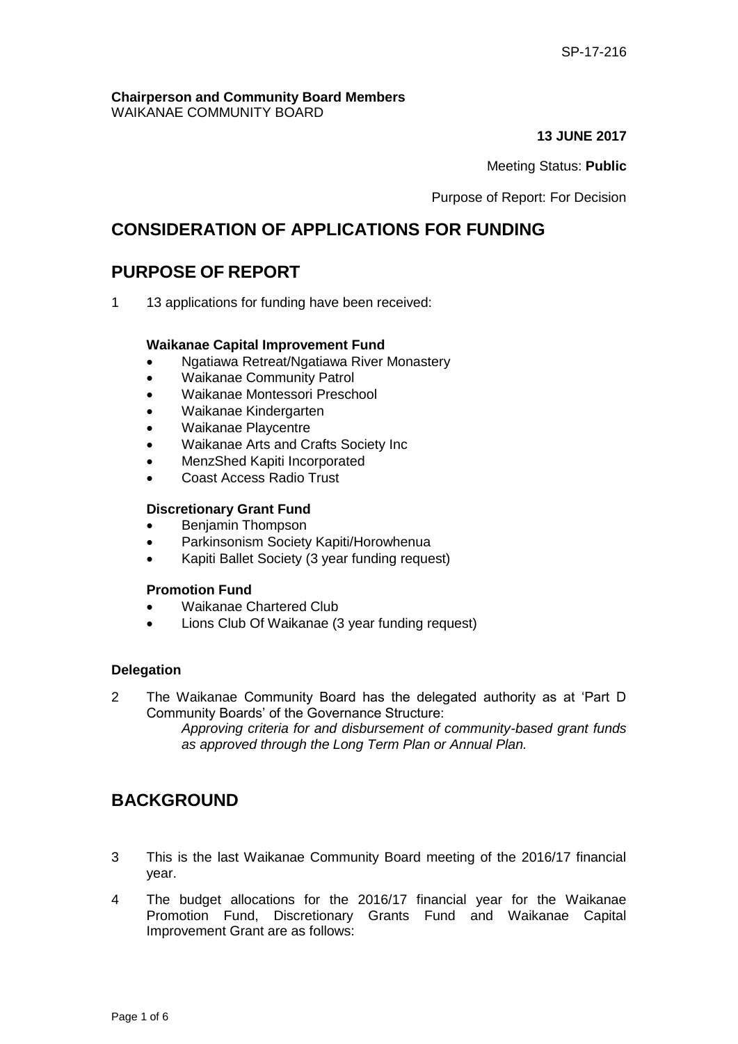SP-17-216

**Chairperson and Community Board Members**
WAIKANAE COMMUNITY BOARD

**13 JUNE 2017**

Meeting Status: **Public**

Purpose of Report: For Decision

## CONSIDERATION OF APPLICATIONS FOR FUNDING

## PURPOSE OF REPORT

1 13 applications for funding have been received:

**Waikanae Capital Improvement Fund**

- Ngatiawa Retreat/Ngatiawa River Monastery
- Waikanae Community Patrol
- Waikanae Montessori Preschool
- Waikanae Kindergarten
- Waikanae Playcentre
- Waikanae Arts and Crafts Society Inc
- MenzShed Kapiti Incorporated
- Coast Access Radio Trust

**Discretionary Grant Fund**

- Benjamin Thompson
- Parkinsonism Society Kapiti/Horowhenua
- Kapiti Ballet Society (3 year funding request)

**Promotion Fund**

- Waikanae Chartered Club
- Lions Club Of Waikanae (3 year funding request)

**Delegation**

2 The Waikanae Community Board has the delegated authority as at 'Part D Community Boards' of the Governance Structure:

*Approving criteria for and disbursement of community-based grant funds as approved through the Long Term Plan or Annual Plan.*

## BACKGROUND

3 This is the last Waikanae Community Board meeting of the 2016/17 financial year.

4 The budget allocations for the 2016/17 financial year for the Waikanae Promotion Fund, Discretionary Grants Fund and Waikanae Capital Improvement Grant are as follows: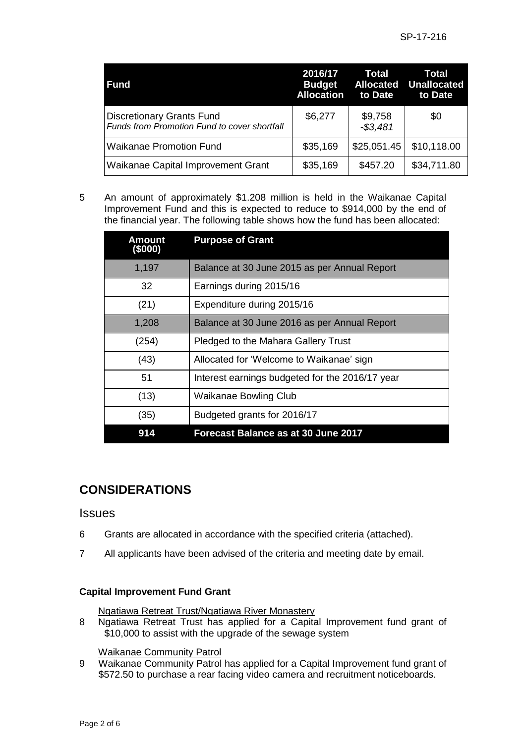| Fund | 2016/17 Budget Allocation | Total Allocated to Date | Total Unallocated to Date |
|---|---|---|---|
| Discretionary Grants Fund *Funds from Promotion Fund to cover shortfall* | $6,277 | $9,758 *-$3,481* | $0 |
| Waikanae Promotion Fund | $35,169 | $25,051.45 | $10,118.00 |
| Waikanae Capital Improvement Grant | $35,169 | $457.20 | $34,711.80 |

5 An amount of approximately $1.208 million is held in the Waikanae Capital Improvement Fund and this is expected to reduce to $914,000 by the end of the financial year. The following table shows how the fund has been allocated:

| Amount ($000) | Purpose of Grant |
|---|---|
| 1,197 | Balance at 30 June 2015 as per Annual Report |
| 32 | Earnings during 2015/16 |
| (21) | Expenditure during 2015/16 |
| 1,208 | Balance at 30 June 2016 as per Annual Report |
| (254) | Pledged to the Mahara Gallery Trust |
| (43) | Allocated for 'Welcome to Waikanae' sign |
| 51 | Interest earnings budgeted for the 2016/17 year |
| (13) | Waikanae Bowling Club |
| (35) | Budgeted grants for 2016/17 |
| **914** | **Forecast Balance as at 30 June 2017** |

## CONSIDERATIONS

### Issues

6 Grants are allocated in accordance with the specified criteria (attached).

7 All applicants have been advised of the criteria and meeting date by email.

#### Capital Improvement Fund Grant

Ngatiawa Retreat Trust/Ngatiawa River Monastery

8 Ngatiawa Retreat Trust has applied for a Capital Improvement fund grant of $10,000 to assist with the upgrade of the sewage system

Waikanae Community Patrol

9 Waikanae Community Patrol has applied for a Capital Improvement fund grant of $572.50 to purchase a rear facing video camera and recruitment noticeboards.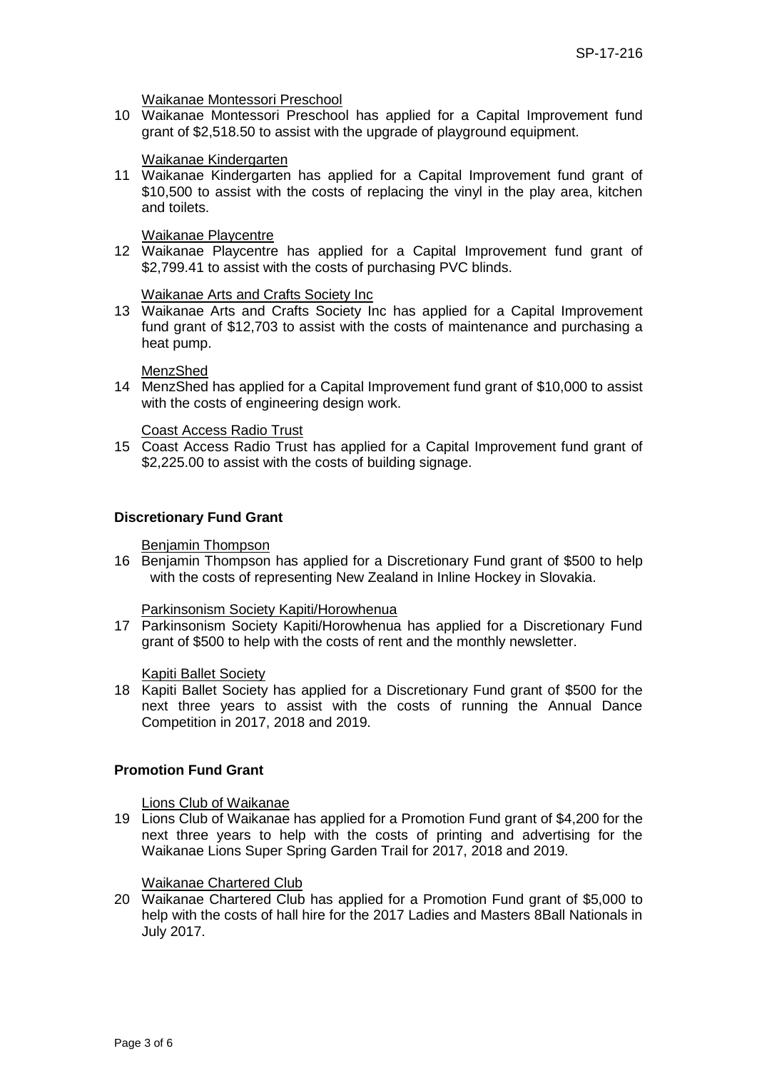Waikanae Montessori Preschool

10 Waikanae Montessori Preschool has applied for a Capital Improvement fund grant of $2,518.50 to assist with the upgrade of playground equipment.

Waikanae Kindergarten

11 Waikanae Kindergarten has applied for a Capital Improvement fund grant of $10,500 to assist with the costs of replacing the vinyl in the play area, kitchen and toilets.

Waikanae Playcentre

12 Waikanae Playcentre has applied for a Capital Improvement fund grant of $2,799.41 to assist with the costs of purchasing PVC blinds.

Waikanae Arts and Crafts Society Inc

13 Waikanae Arts and Crafts Society Inc has applied for a Capital Improvement fund grant of $12,703 to assist with the costs of maintenance and purchasing a heat pump.

MenzShed

14 MenzShed has applied for a Capital Improvement fund grant of $10,000 to assist with the costs of engineering design work.

Coast Access Radio Trust

15 Coast Access Radio Trust has applied for a Capital Improvement fund grant of $2,225.00 to assist with the costs of building signage.

**Discretionary Fund Grant**

Benjamin Thompson

16 Benjamin Thompson has applied for a Discretionary Fund grant of $500 to help with the costs of representing New Zealand in Inline Hockey in Slovakia.

Parkinsonism Society Kapiti/Horowhenua

17 Parkinsonism Society Kapiti/Horowhenua has applied for a Discretionary Fund grant of $500 to help with the costs of rent and the monthly newsletter.

Kapiti Ballet Society

18 Kapiti Ballet Society has applied for a Discretionary Fund grant of $500 for the next three years to assist with the costs of running the Annual Dance Competition in 2017, 2018 and 2019.

**Promotion Fund Grant**

Lions Club of Waikanae

19 Lions Club of Waikanae has applied for a Promotion Fund grant of $4,200 for the next three years to help with the costs of printing and advertising for the Waikanae Lions Super Spring Garden Trail for 2017, 2018 and 2019.

Waikanae Chartered Club

20 Waikanae Chartered Club has applied for a Promotion Fund grant of $5,000 to help with the costs of hall hire for the 2017 Ladies and Masters 8Ball Nationals in July 2017.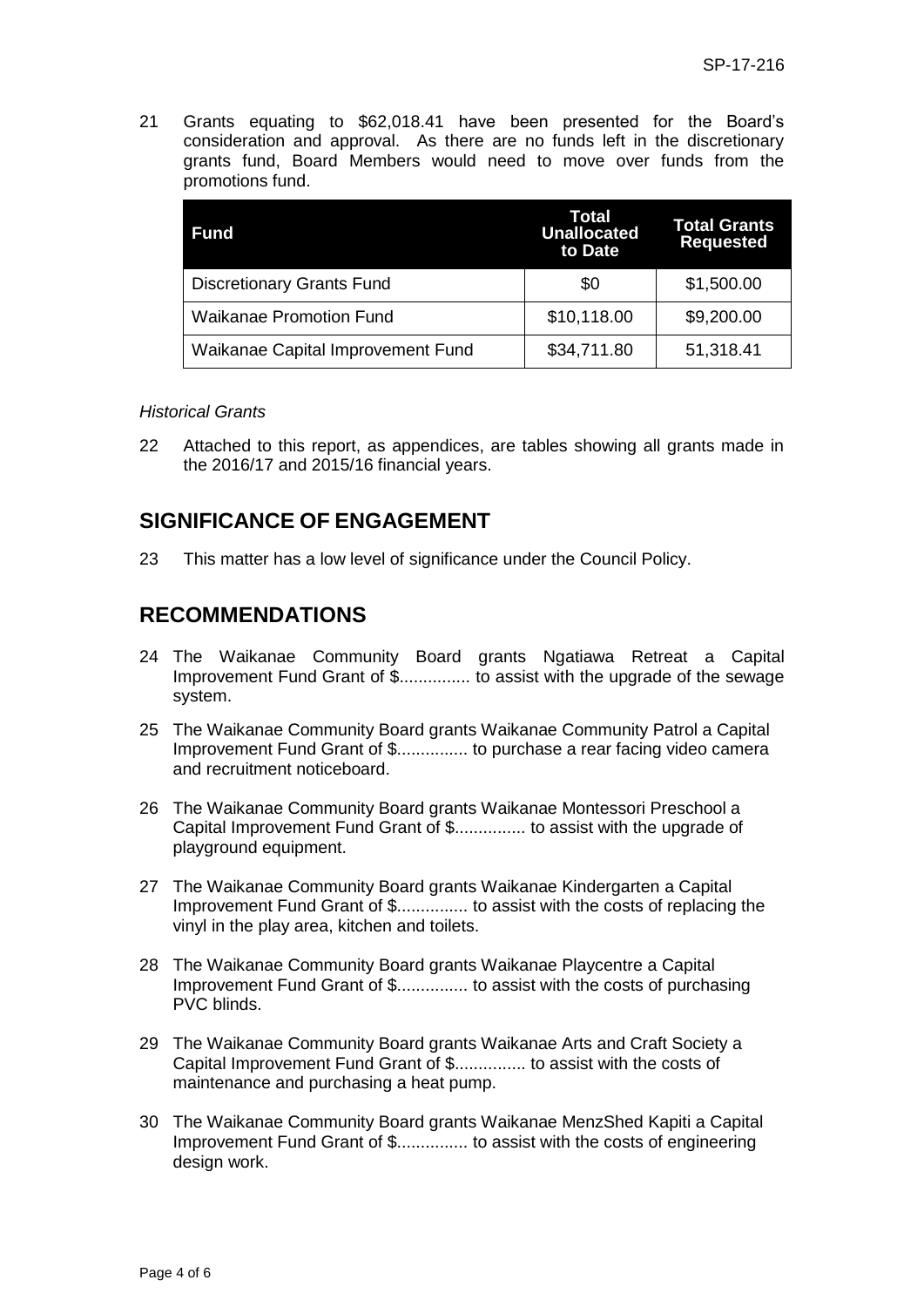21 Grants equating to $62,018.41 have been presented for the Board's consideration and approval. As there are no funds left in the discretionary grants fund, Board Members would need to move over funds from the promotions fund.

| Fund | Total Unallocated to Date | Total Grants Requested |
|---|---|---|
| Discretionary Grants Fund | $0 | $1,500.00 |
| Waikanae Promotion Fund | $10,118.00 | $9,200.00 |
| Waikanae Capital Improvement Fund | $34,711.80 | 51,318.41 |

*Historical Grants*

22 Attached to this report, as appendices, are tables showing all grants made in the 2016/17 and 2015/16 financial years.

## SIGNIFICANCE OF ENGAGEMENT

23 This matter has a low level of significance under the Council Policy.

## RECOMMENDATIONS

24 The Waikanae Community Board grants Ngatiawa Retreat a Capital Improvement Fund Grant of $............... to assist with the upgrade of the sewage system.

25 The Waikanae Community Board grants Waikanae Community Patrol a Capital Improvement Fund Grant of $............... to purchase a rear facing video camera and recruitment noticeboard.

26 The Waikanae Community Board grants Waikanae Montessori Preschool a Capital Improvement Fund Grant of $............... to assist with the upgrade of playground equipment.

27 The Waikanae Community Board grants Waikanae Kindergarten a Capital Improvement Fund Grant of $............... to assist with the costs of replacing the vinyl in the play area, kitchen and toilets.

28 The Waikanae Community Board grants Waikanae Playcentre a Capital Improvement Fund Grant of $............... to assist with the costs of purchasing PVC blinds.

29 The Waikanae Community Board grants Waikanae Arts and Craft Society a Capital Improvement Fund Grant of $............... to assist with the costs of maintenance and purchasing a heat pump.

30 The Waikanae Community Board grants Waikanae MenzShed Kapiti a Capital Improvement Fund Grant of $............... to assist with the costs of engineering design work.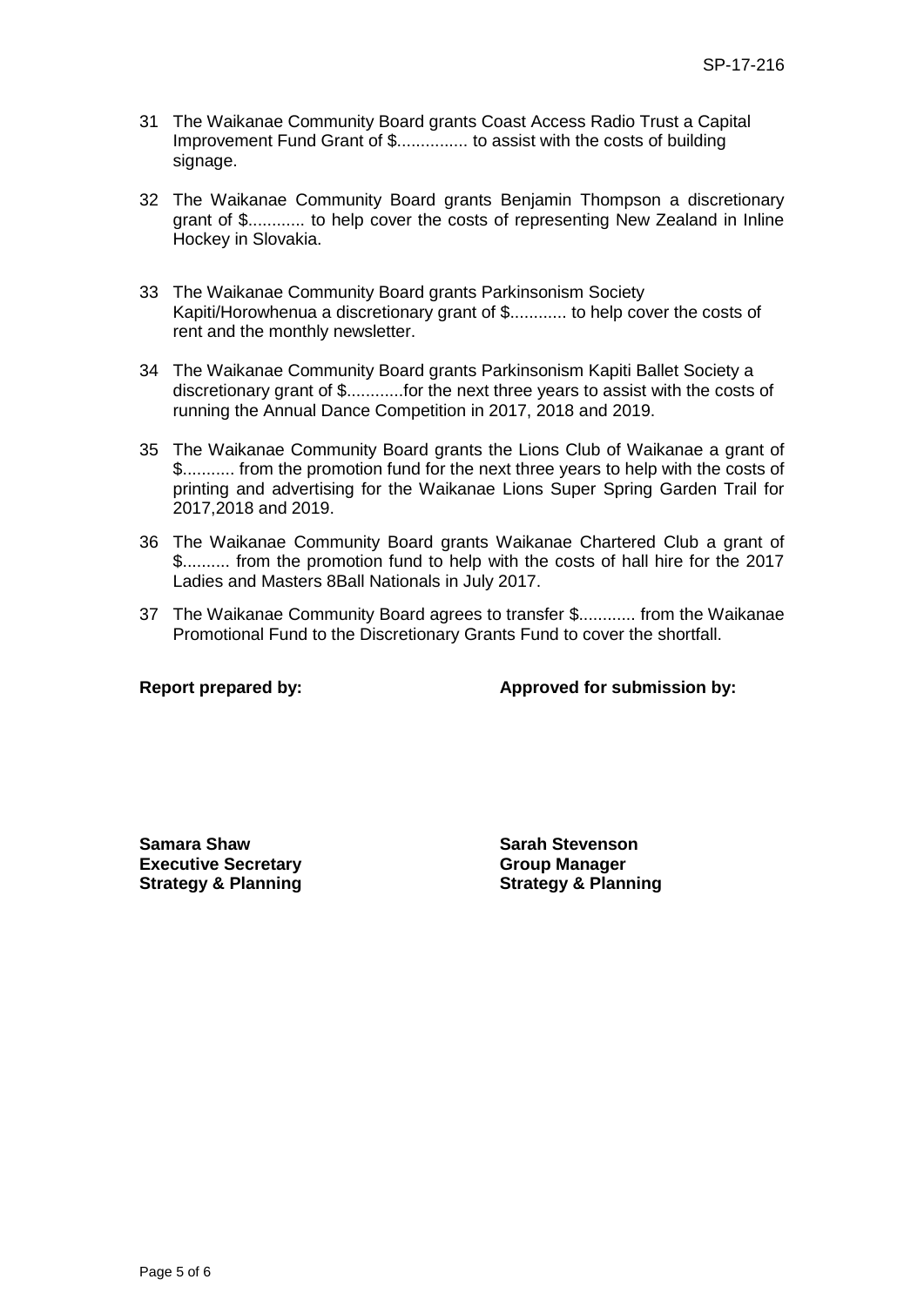31 The Waikanae Community Board grants Coast Access Radio Trust a Capital Improvement Fund Grant of $............... to assist with the costs of building signage.

32 The Waikanae Community Board grants Benjamin Thompson a discretionary grant of $............ to help cover the costs of representing New Zealand in Inline Hockey in Slovakia.

33 The Waikanae Community Board grants Parkinsonism Society Kapiti/Horowhenua a discretionary grant of $............ to help cover the costs of rent and the monthly newsletter.

34 The Waikanae Community Board grants Parkinsonism Kapiti Ballet Society a discretionary grant of $............for the next three years to assist with the costs of running the Annual Dance Competition in 2017, 2018 and 2019.

35 The Waikanae Community Board grants the Lions Club of Waikanae a grant of $........... from the promotion fund for the next three years to help with the costs of printing and advertising for the Waikanae Lions Super Spring Garden Trail for 2017,2018 and 2019.

36 The Waikanae Community Board grants Waikanae Chartered Club a grant of $.......... from the promotion fund to help with the costs of hall hire for the 2017 Ladies and Masters 8Ball Nationals in July 2017.

37 The Waikanae Community Board agrees to transfer $............ from the Waikanae Promotional Fund to the Discretionary Grants Fund to cover the shortfall.

| **Report prepared by:** | **Approved for submission by:** |
|---|---|
| **Samara Shaw** | **Sarah Stevenson** |
| **Executive Secretary** | **Group Manager** |
| **Strategy & Planning** | **Strategy & Planning** |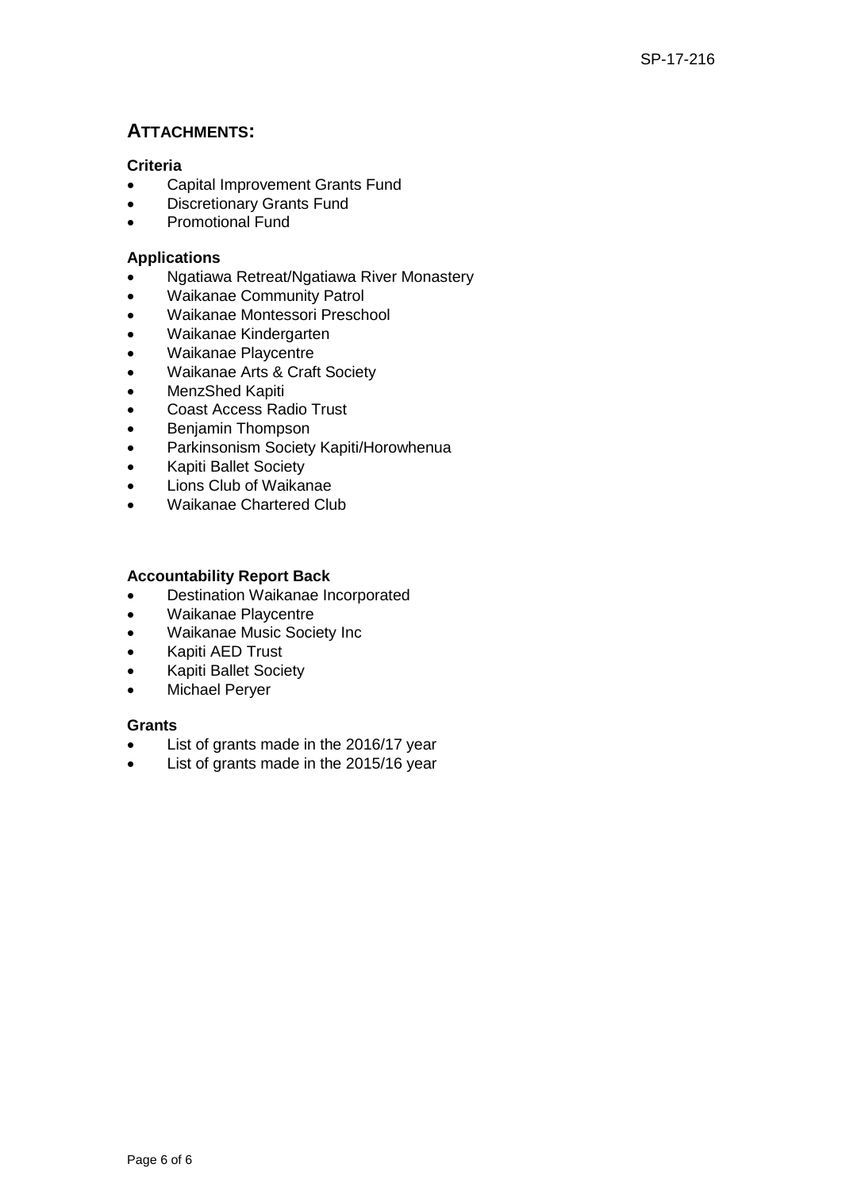## ATTACHMENTS:

### Criteria

- Capital Improvement Grants Fund
- Discretionary Grants Fund
- Promotional Fund

### Applications

- Ngatiawa Retreat/Ngatiawa River Monastery
- Waikanae Community Patrol
- Waikanae Montessori Preschool
- Waikanae Kindergarten
- Waikanae Playcentre
- Waikanae Arts & Craft Society
- MenzShed Kapiti
- Coast Access Radio Trust
- Benjamin Thompson
- Parkinsonism Society Kapiti/Horowhenua
- Kapiti Ballet Society
- Lions Club of Waikanae
- Waikanae Chartered Club

### Accountability Report Back

- Destination Waikanae Incorporated
- Waikanae Playcentre
- Waikanae Music Society Inc
- Kapiti AED Trust
- Kapiti Ballet Society
- Michael Peryer

### Grants

- List of grants made in the 2016/17 year
- List of grants made in the 2015/16 year